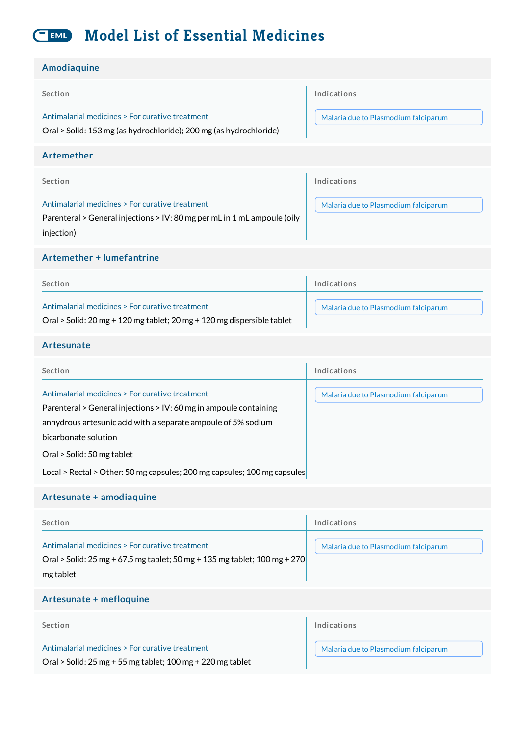# Model List of Essential Medicines

## Amodiaquine

| Section | Indications |
|---|---|
| Antimalarial medicines > For curative treatment<br>Oral > Solid: 153 mg (as hydrochloride); 200 mg (as hydrochloride) | Malaria due to Plasmodium falciparum |

## Artemether

| Section | Indications |
|---|---|
| Antimalarial medicines > For curative treatment<br>Parenteral > General injections > IV: 80 mg per mL in 1 mL ampoule (oily injection) | Malaria due to Plasmodium falciparum |

## Artemether + lumefantrine

| Section | Indications |
|---|---|
| Antimalarial medicines > For curative treatment<br>Oral > Solid: 20 mg + 120 mg tablet; 20 mg + 120 mg dispersible tablet | Malaria due to Plasmodium falciparum |

## Artesunate

| Section | Indications |
|---|---|
| Antimalarial medicines > For curative treatment<br>Parenteral > General injections > IV: 60 mg in ampoule containing anhydrous artesunic acid with a separate ampoule of 5% sodium bicarbonate solution<br>Oral > Solid: 50 mg tablet<br>Local > Rectal > Other: 50 mg capsules; 200 mg capsules; 100 mg capsules | Malaria due to Plasmodium falciparum |

## Artesunate + amodiaquine

| Section | Indications |
|---|---|
| Antimalarial medicines > For curative treatment<br>Oral > Solid: 25 mg + 67.5 mg tablet; 50 mg + 135 mg tablet; 100 mg + 270 mg tablet | Malaria due to Plasmodium falciparum |

## Artesunate + mefloquine

| Section | Indications |
|---|---|
| Antimalarial medicines > For curative treatment<br>Oral > Solid: 25 mg + 55 mg tablet; 100 mg + 220 mg tablet | Malaria due to Plasmodium falciparum |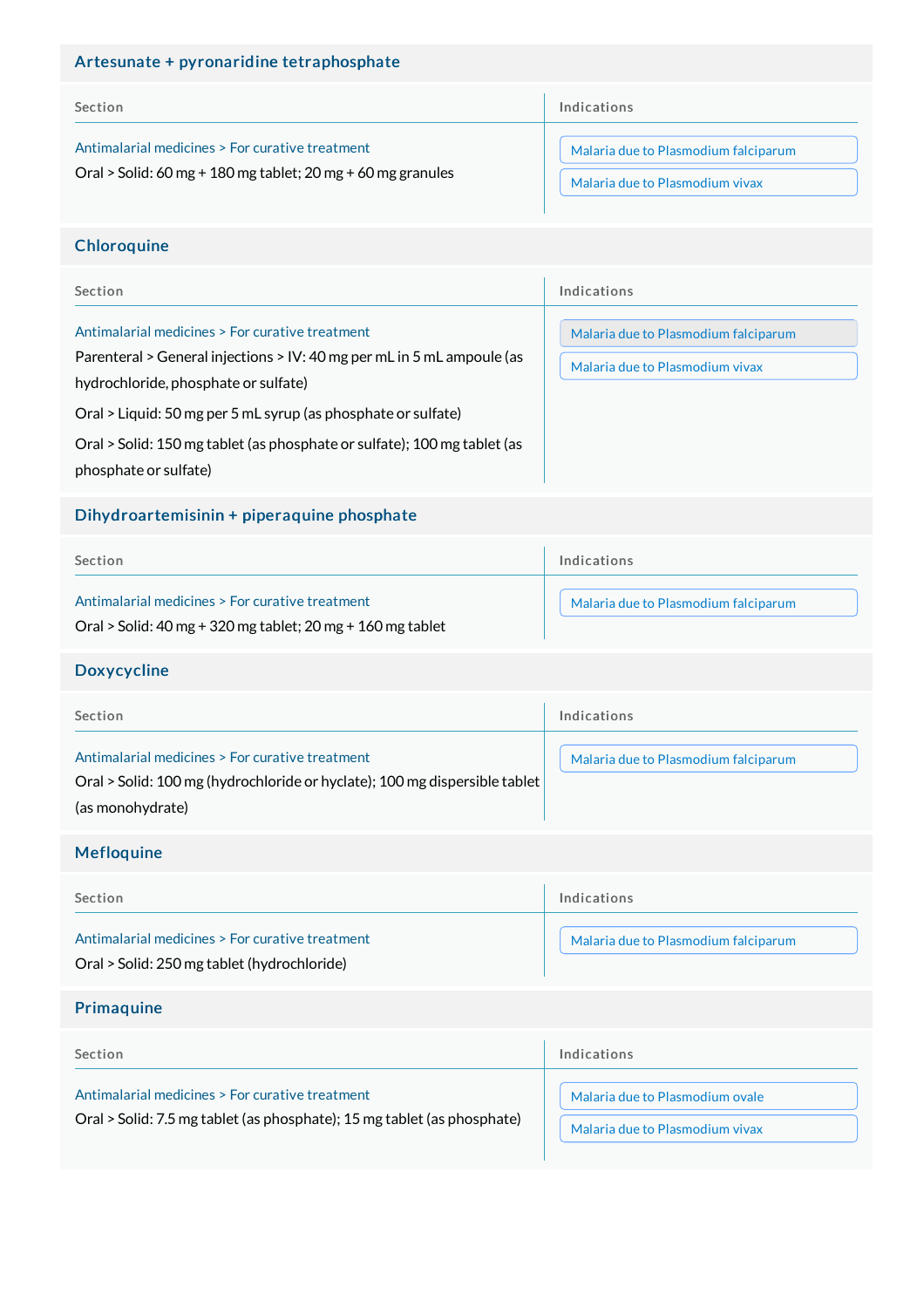## Artesunate + pyronaridine tetraphosphate

| Section | Indications |
| --- | --- |
| Antimalarial medicines > For curative treatment<br>Oral > Solid: 60 mg + 180 mg tablet; 20 mg + 60 mg granules | Malaria due to Plasmodium falciparum<br>Malaria due to Plasmodium vivax |

## Chloroquine

| Section | Indications |
| --- | --- |
| Antimalarial medicines > For curative treatment<br>Parenteral > General injections > IV: 40 mg per mL in 5 mL ampoule (as hydrochloride, phosphate or sulfate)<br>Oral > Liquid: 50 mg per 5 mL syrup (as phosphate or sulfate)<br>Oral > Solid: 150 mg tablet (as phosphate or sulfate); 100 mg tablet (as phosphate or sulfate) | Malaria due to Plasmodium falciparum<br>Malaria due to Plasmodium vivax |

## Dihydroartemisinin + piperaquine phosphate

| Section | Indications |
| --- | --- |
| Antimalarial medicines > For curative treatment<br>Oral > Solid: 40 mg + 320 mg tablet; 20 mg + 160 mg tablet | Malaria due to Plasmodium falciparum |

## Doxycycline

| Section | Indications |
| --- | --- |
| Antimalarial medicines > For curative treatment<br>Oral > Solid: 100 mg (hydrochloride or hyclate); 100 mg dispersible tablet (as monohydrate) | Malaria due to Plasmodium falciparum |

## Mefloquine

| Section | Indications |
| --- | --- |
| Antimalarial medicines > For curative treatment<br>Oral > Solid: 250 mg tablet (hydrochloride) | Malaria due to Plasmodium falciparum |

## Primaquine

| Section | Indications |
| --- | --- |
| Antimalarial medicines > For curative treatment<br>Oral > Solid: 7.5 mg tablet (as phosphate); 15 mg tablet (as phosphate) | Malaria due to Plasmodium ovale<br>Malaria due to Plasmodium vivax |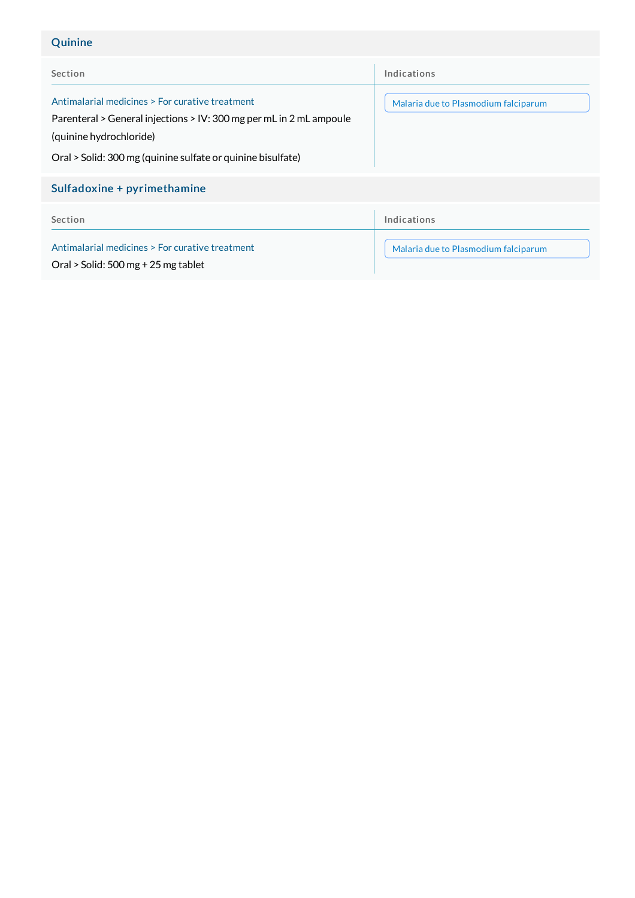## Quinine

| Section | Indications |
| --- | --- |
| Antimalarial medicines > For curative treatment<br>Parenteral > General injections > IV: 300 mg per mL in 2 mL ampoule (quinine hydrochloride)<br>Oral > Solid: 300 mg (quinine sulfate or quinine bisulfate) | Malaria due to Plasmodium falciparum |

## Sulfadoxine + pyrimethamine

| Section | Indications |
| --- | --- |
| Antimalarial medicines > For curative treatment<br>Oral > Solid: 500 mg + 25 mg tablet | Malaria due to Plasmodium falciparum |